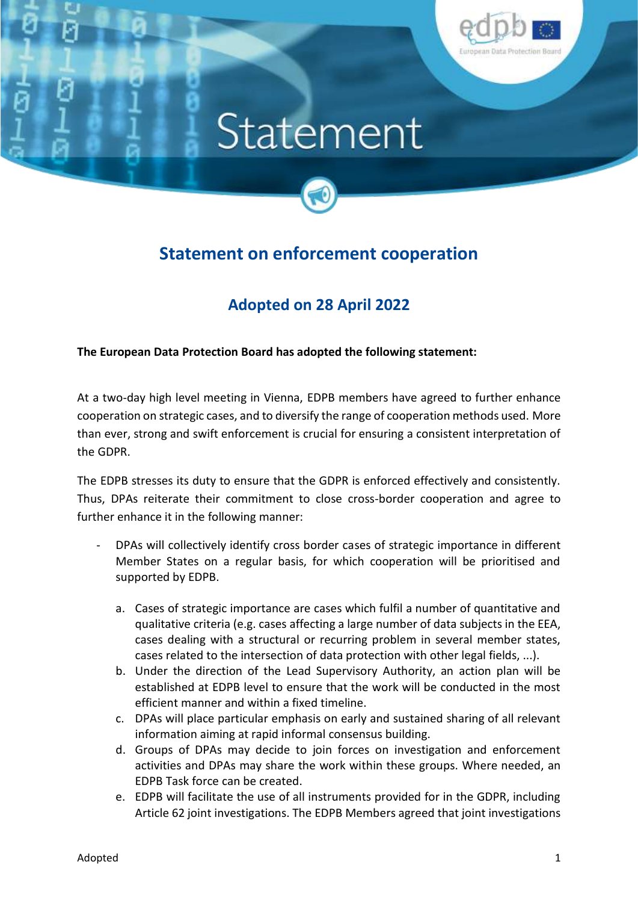# Statement

## Statement on enforcement cooperation

## Adopted on 28 April 2022

**The European Data Protection Board has adopted the following statement:**

At a two-day high level meeting in Vienna, EDPB members have agreed to further enhance cooperation on strategic cases, and to diversify the range of cooperation methods used. More than ever, strong and swift enforcement is crucial for ensuring a consistent interpretation of the GDPR.

The EDPB stresses its duty to ensure that the GDPR is enforced effectively and consistently. Thus, DPAs reiterate their commitment to close cross-border cooperation and agree to further enhance it in the following manner:

- DPAs will collectively identify cross border cases of strategic importance in different Member States on a regular basis, for which cooperation will be prioritised and supported by EDPB.

    a. Cases of strategic importance are cases which fulfil a number of quantitative and qualitative criteria (e.g. cases affecting a large number of data subjects in the EEA, cases dealing with a structural or recurring problem in several member states, cases related to the intersection of data protection with other legal fields, ...).
    b. Under the direction of the Lead Supervisory Authority, an action plan will be established at EDPB level to ensure that the work will be conducted in the most efficient manner and within a fixed timeline.
    c. DPAs will place particular emphasis on early and sustained sharing of all relevant information aiming at rapid informal consensus building.
    d. Groups of DPAs may decide to join forces on investigation and enforcement activities and DPAs may share the work within these groups. Where needed, an EDPB Task force can be created.
    e. EDPB will facilitate the use of all instruments provided for in the GDPR, including Article 62 joint investigations. The EDPB Members agreed that joint investigations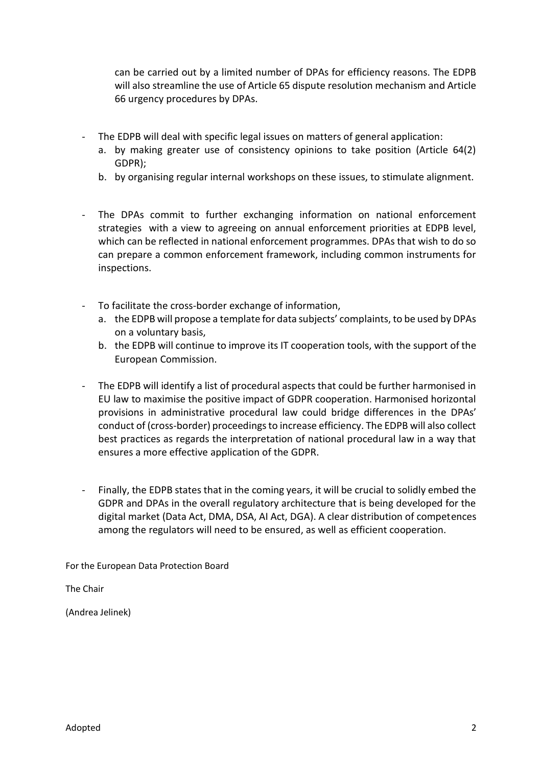can be carried out by a limited number of DPAs for efficiency reasons. The EDPB will also streamline the use of Article 65 dispute resolution mechanism and Article 66 urgency procedures by DPAs.

- The EDPB will deal with specific legal issues on matters of general application:
  a. by making greater use of consistency opinions to take position (Article 64(2) GDPR);
  b. by organising regular internal workshops on these issues, to stimulate alignment.

- The DPAs commit to further exchanging information on national enforcement strategies with a view to agreeing on annual enforcement priorities at EDPB level, which can be reflected in national enforcement programmes. DPAs that wish to do so can prepare a common enforcement framework, including common instruments for inspections.

- To facilitate the cross-border exchange of information,
  a. the EDPB will propose a template for data subjects' complaints, to be used by DPAs on a voluntary basis,
  b. the EDPB will continue to improve its IT cooperation tools, with the support of the European Commission.

- The EDPB will identify a list of procedural aspects that could be further harmonised in EU law to maximise the positive impact of GDPR cooperation. Harmonised horizontal provisions in administrative procedural law could bridge differences in the DPAs' conduct of (cross-border) proceedings to increase efficiency. The EDPB will also collect best practices as regards the interpretation of national procedural law in a way that ensures a more effective application of the GDPR.

- Finally, the EDPB states that in the coming years, it will be crucial to solidly embed the GDPR and DPAs in the overall regulatory architecture that is being developed for the digital market (Data Act, DMA, DSA, AI Act, DGA). A clear distribution of competences among the regulators will need to be ensured, as well as efficient cooperation.

For the European Data Protection Board

The Chair

(Andrea Jelinek)